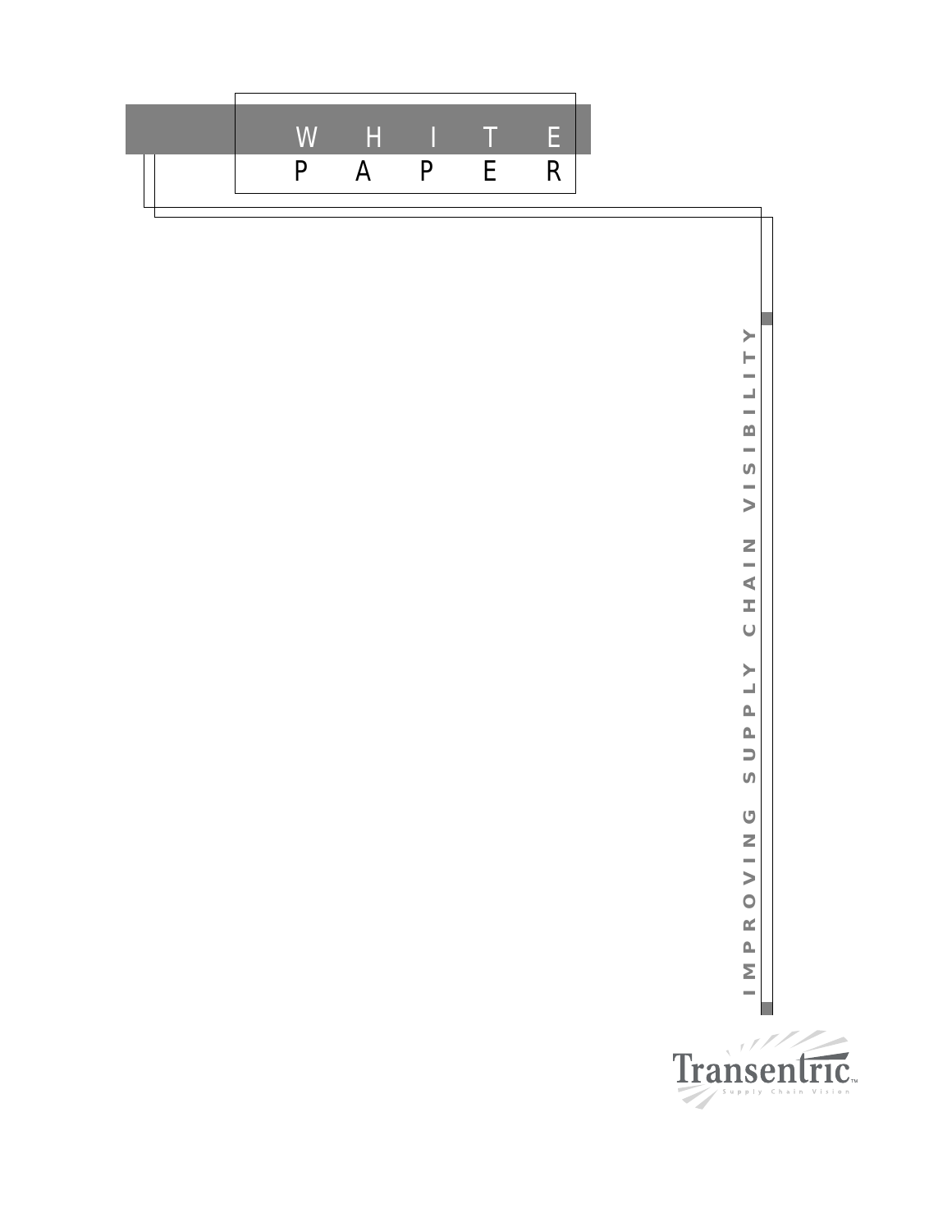# WHITE PAPER

## IMPROVING SUPPLY CHAIN VISIBILITY

Transentric™

Supply Chain Vision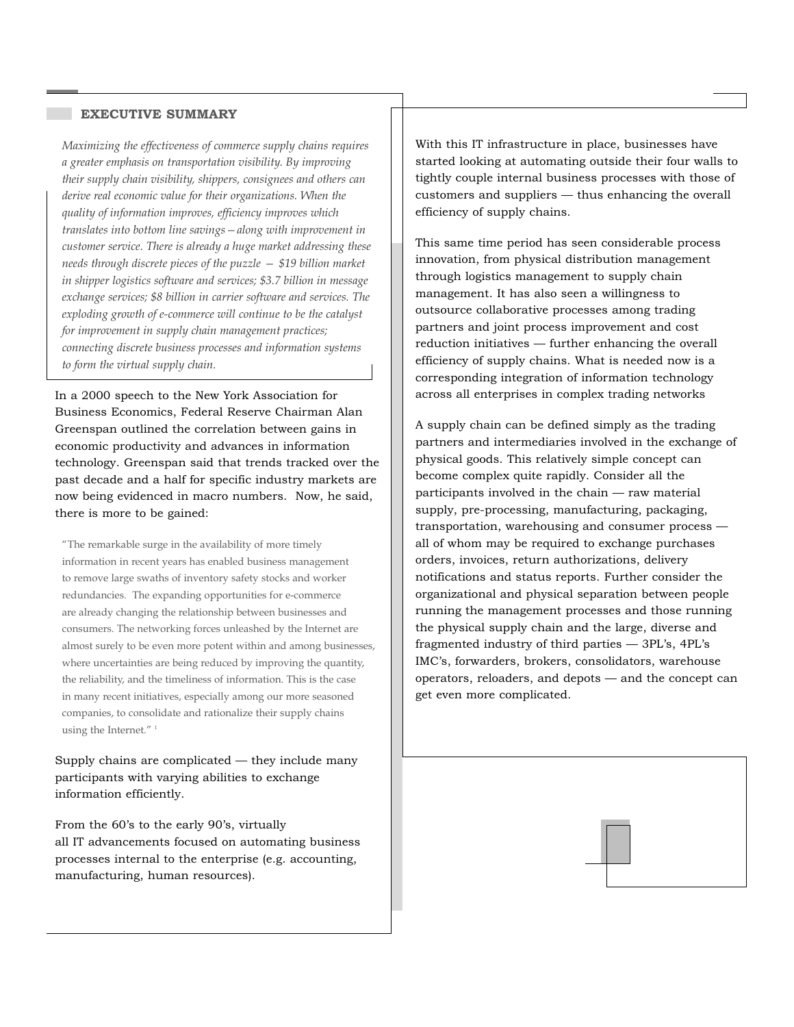## EXECUTIVE SUMMARY

*Maximizing the effectiveness of commerce supply chains requires a greater emphasis on transportation visibility. By improving their supply chain visibility, shippers, consignees and others can derive real economic value for their organizations. When the quality of information improves, efficiency improves which translates into bottom line savings—along with improvement in customer service. There is already a huge market addressing these needs through discrete pieces of the puzzle — $19 billion market in shipper logistics software and services; $3.7 billion in message exchange services; $8 billion in carrier software and services. The exploding growth of e-commerce will continue to be the catalyst for improvement in supply chain management practices; connecting discrete business processes and information systems to form the virtual supply chain.*

In a 2000 speech to the New York Association for Business Economics, Federal Reserve Chairman Alan Greenspan outlined the correlation between gains in economic productivity and advances in information technology. Greenspan said that trends tracked over the past decade and a half for specific industry markets are now being evidenced in macro numbers. Now, he said, there is more to be gained:

> "The remarkable surge in the availability of more timely information in recent years has enabled business management to remove large swaths of inventory safety stocks and worker redundancies. The expanding opportunities for e-commerce are already changing the relationship between businesses and consumers. The networking forces unleashed by the Internet are almost surely to be even more potent within and among businesses, where uncertainties are being reduced by improving the quantity, the reliability, and the timeliness of information. This is the case in many recent initiatives, especially among our more seasoned companies, to consolidate and rationalize their supply chains using the Internet." [1]

Supply chains are complicated — they include many participants with varying abilities to exchange information efficiently.

From the 60's to the early 90's, virtually all IT advancements focused on automating business processes internal to the enterprise (e.g. accounting, manufacturing, human resources).

With this IT infrastructure in place, businesses have started looking at automating outside their four walls to tightly couple internal business processes with those of customers and suppliers — thus enhancing the overall efficiency of supply chains.

This same time period has seen considerable process innovation, from physical distribution management through logistics management to supply chain management. It has also seen a willingness to outsource collaborative processes among trading partners and joint process improvement and cost reduction initiatives — further enhancing the overall efficiency of supply chains. What is needed now is a corresponding integration of information technology across all enterprises in complex trading networks

A supply chain can be defined simply as the trading partners and intermediaries involved in the exchange of physical goods. This relatively simple concept can become complex quite rapidly. Consider all the participants involved in the chain — raw material supply, pre-processing, manufacturing, packaging, transportation, warehousing and consumer process — all of whom may be required to exchange purchases orders, invoices, return authorizations, delivery notifications and status reports. Further consider the organizational and physical separation between people running the management processes and those running the physical supply chain and the large, diverse and fragmented industry of third parties — 3PL's, 4PL's IMC's, forwarders, brokers, consolidators, warehouse operators, reloaders, and depots — and the concept can get even more complicated.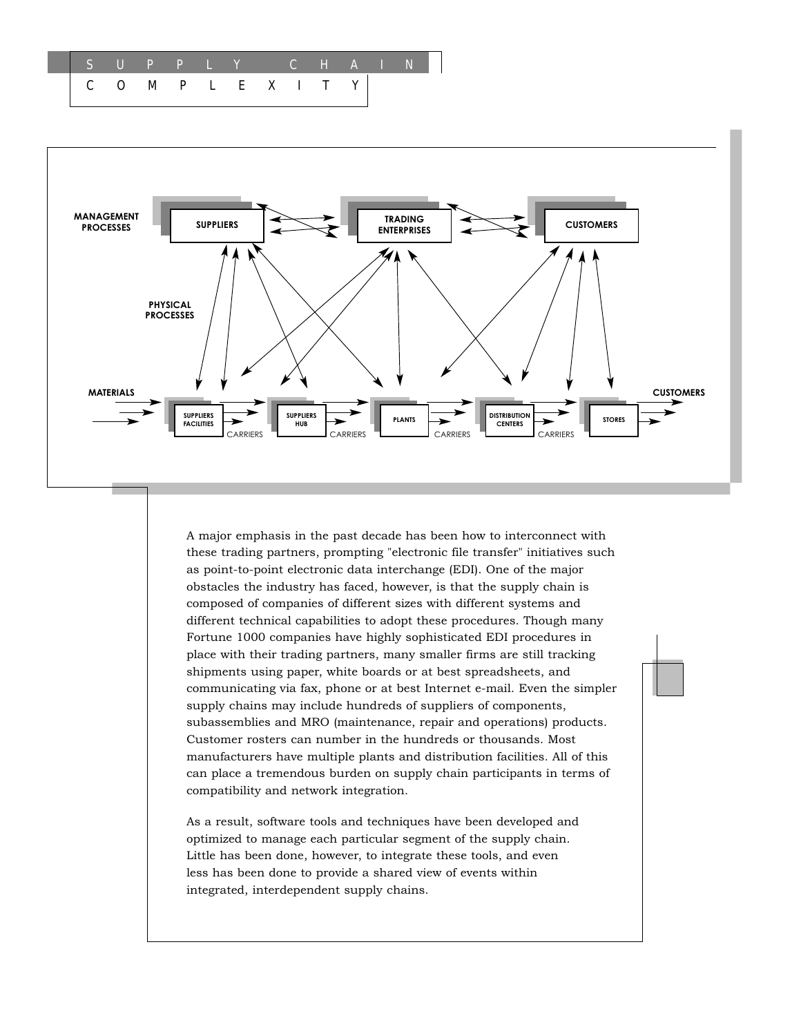# SUPPLY CHAIN COMPLEXITY

MANAGEMENT PROCESSES

SUPPLIERS

TRADING ENTERPRISES

CUSTOMERS

PHYSICAL PROCESSES

MATERIALS

SUPPLIERS FACILITIES

CARRIERS

SUPPLIERS HUB

CARRIERS

PLANTS

CARRIERS

DISTRIBUTION CENTERS

CARRIERS

STORES

CUSTOMERS

A major emphasis in the past decade has been how to interconnect with these trading partners, prompting "electronic file transfer" initiatives such as point-to-point electronic data interchange (EDI). One of the major obstacles the industry has faced, however, is that the supply chain is composed of companies of different sizes with different systems and different technical capabilities to adopt these procedures. Though many Fortune 1000 companies have highly sophisticated EDI procedures in place with their trading partners, many smaller firms are still tracking shipments using paper, white boards or at best spreadsheets, and communicating via fax, phone or at best Internet e-mail. Even the simpler supply chains may include hundreds of suppliers of components, subassemblies and MRO (maintenance, repair and operations) products. Customer rosters can number in the hundreds or thousands. Most manufacturers have multiple plants and distribution facilities. All of this can place a tremendous burden on supply chain participants in terms of compatibility and network integration.

As a result, software tools and techniques have been developed and optimized to manage each particular segment of the supply chain. Little has been done, however, to integrate these tools, and even less has been done to provide a shared view of events within integrated, interdependent supply chains.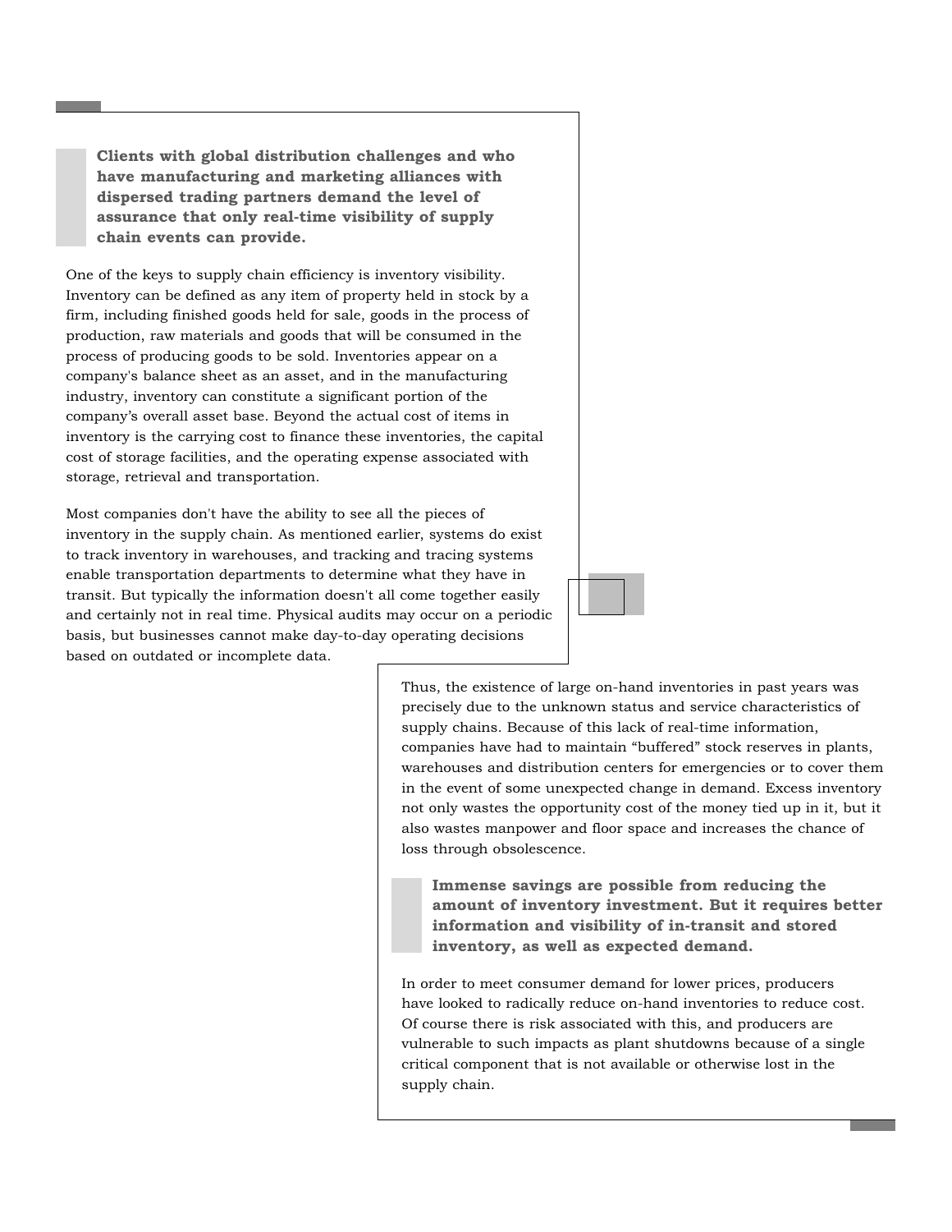**Clients with global distribution challenges and who have manufacturing and marketing alliances with dispersed trading partners demand the level of assurance that only real-time visibility of supply chain events can provide.**

One of the keys to supply chain efficiency is inventory visibility. Inventory can be defined as any item of property held in stock by a firm, including finished goods held for sale, goods in the process of production, raw materials and goods that will be consumed in the process of producing goods to be sold. Inventories appear on a company's balance sheet as an asset, and in the manufacturing industry, inventory can constitute a significant portion of the company's overall asset base. Beyond the actual cost of items in inventory is the carrying cost to finance these inventories, the capital cost of storage facilities, and the operating expense associated with storage, retrieval and transportation.

Most companies don't have the ability to see all the pieces of inventory in the supply chain. As mentioned earlier, systems do exist to track inventory in warehouses, and tracking and tracing systems enable transportation departments to determine what they have in transit. But typically the information doesn't all come together easily and certainly not in real time. Physical audits may occur on a periodic basis, but businesses cannot make day-to-day operating decisions based on outdated or incomplete data.

Thus, the existence of large on-hand inventories in past years was precisely due to the unknown status and service characteristics of supply chains. Because of this lack of real-time information, companies have had to maintain "buffered" stock reserves in plants, warehouses and distribution centers for emergencies or to cover them in the event of some unexpected change in demand. Excess inventory not only wastes the opportunity cost of the money tied up in it, but it also wastes manpower and floor space and increases the chance of loss through obsolescence.

**Immense savings are possible from reducing the amount of inventory investment. But it requires better information and visibility of in-transit and stored inventory, as well as expected demand.**

In order to meet consumer demand for lower prices, producers have looked to radically reduce on-hand inventories to reduce cost. Of course there is risk associated with this, and producers are vulnerable to such impacts as plant shutdowns because of a single critical component that is not available or otherwise lost in the supply chain.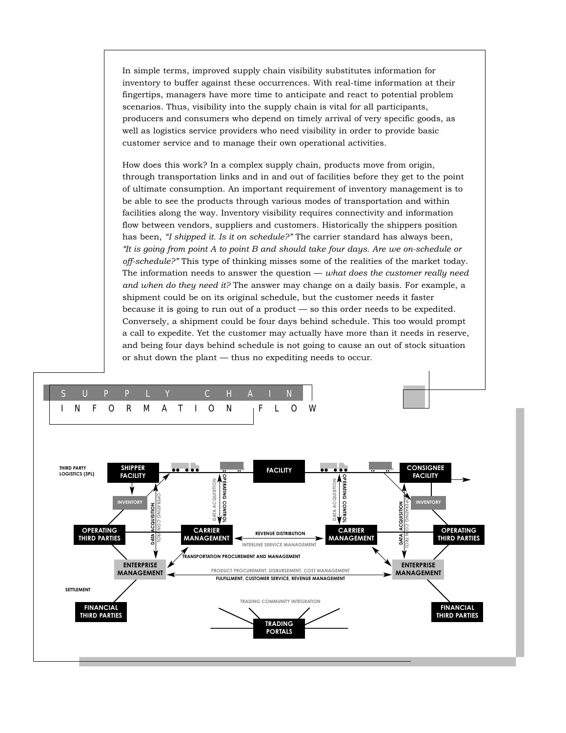In simple terms, improved supply chain visibility substitutes information for inventory to buffer against these occurrences. With real-time information at their fingertips, managers have more time to anticipate and react to potential problem scenarios. Thus, visibility into the supply chain is vital for all participants, producers and consumers who depend on timely arrival of very specific goods, as well as logistics service providers who need visibility in order to provide basic customer service and to manage their own operational activities.

How does this work? In a complex supply chain, products move from origin, through transportation links and in and out of facilities before they get to the point of ultimate consumption. An important requirement of inventory management is to be able to see the products through various modes of transportation and within facilities along the way. Inventory visibility requires connectivity and information flow between vendors, suppliers and customers. Historically the shippers position has been, *"I shipped it. Is it on schedule?"* The carrier standard has always been, *"It is going from point A to point B and should take four days. Are we on-schedule or off-schedule?"* This type of thinking misses some of the realities of the market today. The information needs to answer the question — *what does the customer really need and when do they need it?* The answer may change on a daily basis. For example, a shipment could be on its original schedule, but the customer needs it faster because it is going to run out of a product — so this order needs to be expedited. Conversely, a shipment could be four days behind schedule. This too would prompt a call to expedite. Yet the customer may actually have more than it needs in reserve, and being four days behind schedule is not going to cause an out of stock situation or shut down the plant — thus no expediting needs to occur.

## SUPPLY CHAIN INFORMATION FLOW

THIRD PARTY LOGISTICS (3PL)
SHIPPER FACILITY
FACILITY
CONSIGNEE FACILITY
INVENTORY
INVENTORY
DATA ACQUISITION
OPERATING CONTROL
OPERATING THIRD PARTIES
CARRIER MANAGEMENT
REVENUE DISTRIBUTION
INTERLINE SERVICE MANAGEMENT
CARRIER MANAGEMENT
OPERATING THIRD PARTIES
TRANSPORTATION PROCUREMENT AND MANAGEMENT
ENTERPRISE MANAGEMENT
PRODUCT PROCUREMENT, DISBURSEMENT, COST MANAGEMENT
FULFILLMENT, CUSTOMER SERVICE, REVENUE MANAGEMENT
ENTERPRISE MANAGEMENT
SETTLEMENT
FINANCIAL THIRD PARTIES
TRADING COMMUNITY INTEGRATION
TRADING PORTALS
FINANCIAL THIRD PARTIES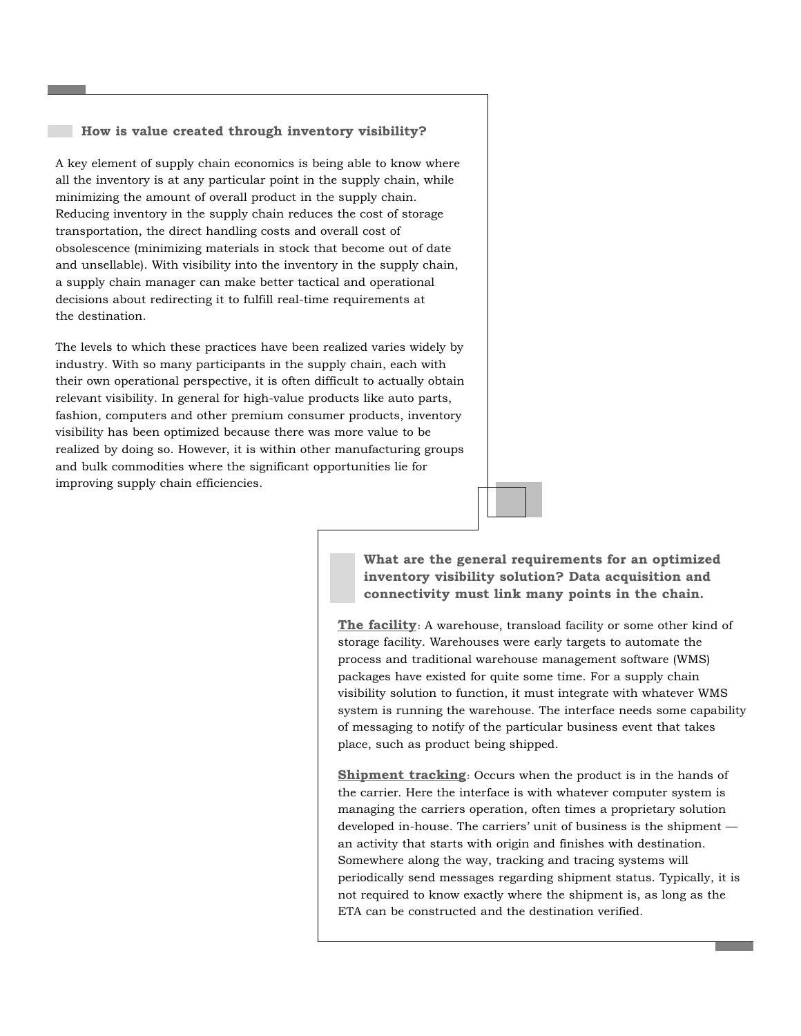## How is value created through inventory visibility?

A key element of supply chain economics is being able to know where all the inventory is at any particular point in the supply chain, while minimizing the amount of overall product in the supply chain. Reducing inventory in the supply chain reduces the cost of storage transportation, the direct handling costs and overall cost of obsolescence (minimizing materials in stock that become out of date and unsellable). With visibility into the inventory in the supply chain, a supply chain manager can make better tactical and operational decisions about redirecting it to fulfill real-time requirements at the destination.

The levels to which these practices have been realized varies widely by industry. With so many participants in the supply chain, each with their own operational perspective, it is often difficult to actually obtain relevant visibility. In general for high-value products like auto parts, fashion, computers and other premium consumer products, inventory visibility has been optimized because there was more value to be realized by doing so. However, it is within other manufacturing groups and bulk commodities where the significant opportunities lie for improving supply chain efficiencies.

## What are the general requirements for an optimized inventory visibility solution? Data acquisition and connectivity must link many points in the chain.

**The facility**: A warehouse, transload facility or some other kind of storage facility. Warehouses were early targets to automate the process and traditional warehouse management software (WMS) packages have existed for quite some time. For a supply chain visibility solution to function, it must integrate with whatever WMS system is running the warehouse. The interface needs some capability of messaging to notify of the particular business event that takes place, such as product being shipped.

**Shipment tracking**: Occurs when the product is in the hands of the carrier. Here the interface is with whatever computer system is managing the carriers operation, often times a proprietary solution developed in-house. The carriers' unit of business is the shipment — an activity that starts with origin and finishes with destination. Somewhere along the way, tracking and tracing systems will periodically send messages regarding shipment status. Typically, it is not required to know exactly where the shipment is, as long as the ETA can be constructed and the destination verified.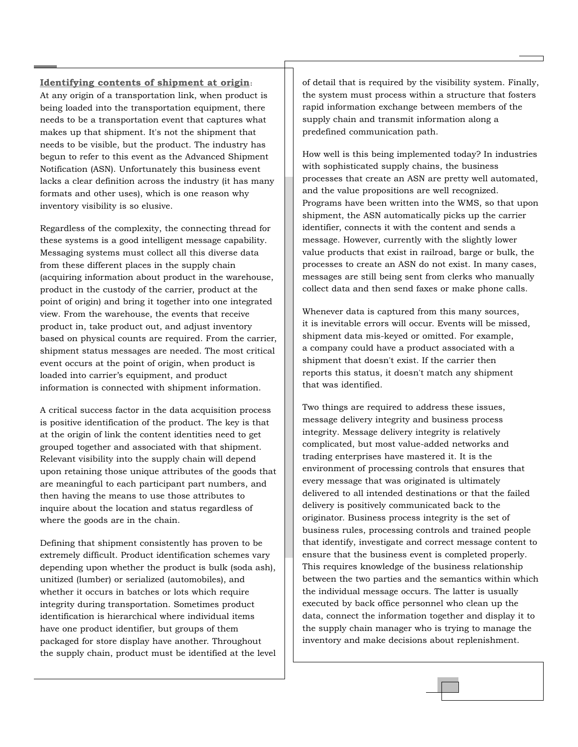**Identifying contents of shipment at origin**:
At any origin of a transportation link, when product is being loaded into the transportation equipment, there needs to be a transportation event that captures what makes up that shipment. It's not the shipment that needs to be visible, but the product. The industry has begun to refer to this event as the Advanced Shipment Notification (ASN). Unfortunately this business event lacks a clear definition across the industry (it has many formats and other uses), which is one reason why inventory visibility is so elusive.

Regardless of the complexity, the connecting thread for these systems is a good intelligent message capability. Messaging systems must collect all this diverse data from these different places in the supply chain (acquiring information about product in the warehouse, product in the custody of the carrier, product at the point of origin) and bring it together into one integrated view. From the warehouse, the events that receive product in, take product out, and adjust inventory based on physical counts are required. From the carrier, shipment status messages are needed. The most critical event occurs at the point of origin, when product is loaded into carrier's equipment, and product information is connected with shipment information.

A critical success factor in the data acquisition process is positive identification of the product. The key is that at the origin of link the content identities need to get grouped together and associated with that shipment. Relevant visibility into the supply chain will depend upon retaining those unique attributes of the goods that are meaningful to each participant part numbers, and then having the means to use those attributes to inquire about the location and status regardless of where the goods are in the chain.

Defining that shipment consistently has proven to be extremely difficult. Product identification schemes vary depending upon whether the product is bulk (soda ash), unitized (lumber) or serialized (automobiles), and whether it occurs in batches or lots which require integrity during transportation. Sometimes product identification is hierarchical where individual items have one product identifier, but groups of them packaged for store display have another. Throughout the supply chain, product must be identified at the level of detail that is required by the visibility system. Finally, the system must process within a structure that fosters rapid information exchange between members of the supply chain and transmit information along a predefined communication path.

How well is this being implemented today? In industries with sophisticated supply chains, the business processes that create an ASN are pretty well automated, and the value propositions are well recognized. Programs have been written into the WMS, so that upon shipment, the ASN automatically picks up the carrier identifier, connects it with the content and sends a message. However, currently with the slightly lower value products that exist in railroad, barge or bulk, the processes to create an ASN do not exist. In many cases, messages are still being sent from clerks who manually collect data and then send faxes or make phone calls.

Whenever data is captured from this many sources, it is inevitable errors will occur. Events will be missed, shipment data mis-keyed or omitted. For example, a company could have a product associated with a shipment that doesn't exist. If the carrier then reports this status, it doesn't match any shipment that was identified.

Two things are required to address these issues, message delivery integrity and business process integrity. Message delivery integrity is relatively complicated, but most value-added networks and trading enterprises have mastered it. It is the environment of processing controls that ensures that every message that was originated is ultimately delivered to all intended destinations or that the failed delivery is positively communicated back to the originator. Business process integrity is the set of business rules, processing controls and trained people that identify, investigate and correct message content to ensure that the business event is completed properly. This requires knowledge of the business relationship between the two parties and the semantics within which the individual message occurs. The latter is usually executed by back office personnel who clean up the data, connect the information together and display it to the supply chain manager who is trying to manage the inventory and make decisions about replenishment.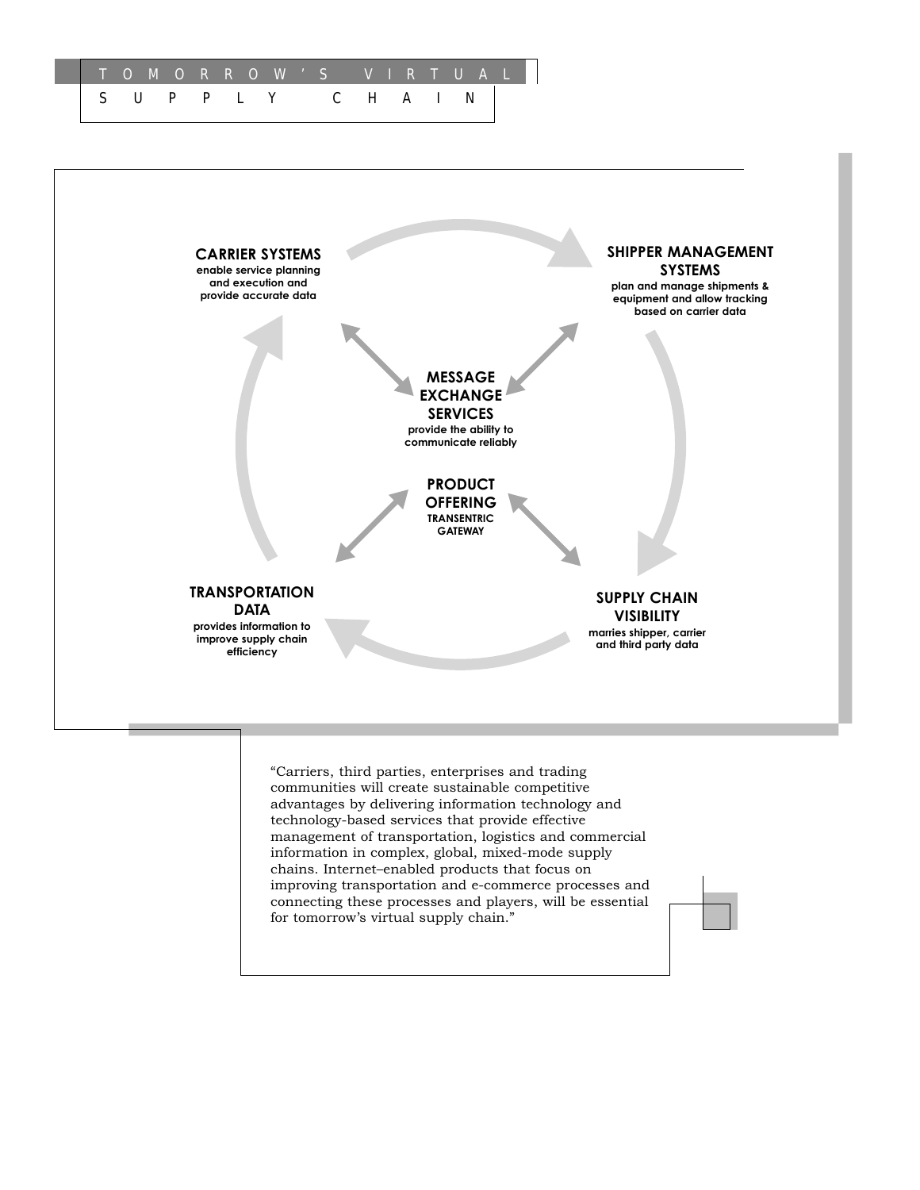# TOMORROW'S VIRTUAL SUPPLY CHAIN

**CARRIER SYSTEMS**
enable service planning and execution and provide accurate data

**SHIPPER MANAGEMENT SYSTEMS**
plan and manage shipments & equipment and allow tracking based on carrier data

**MESSAGE EXCHANGE SERVICES**
provide the ability to communicate reliably

**PRODUCT OFFERING**
TRANSENTRIC GATEWAY

**TRANSPORTATION DATA**
provides information to improve supply chain efficiency

**SUPPLY CHAIN VISIBILITY**
marries shipper, carrier and third party data

"Carriers, third parties, enterprises and trading communities will create sustainable competitive advantages by delivering information technology and technology-based services that provide effective management of transportation, logistics and commercial information in complex, global, mixed-mode supply chains. Internet–enabled products that focus on improving transportation and e-commerce processes and connecting these processes and players, will be essential for tomorrow's virtual supply chain."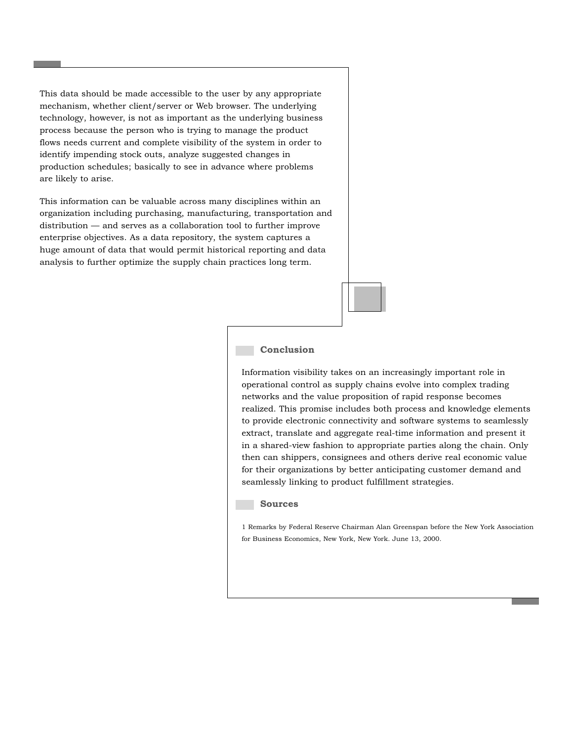This data should be made accessible to the user by any appropriate mechanism, whether client/server or Web browser. The underlying technology, however, is not as important as the underlying business process because the person who is trying to manage the product flows needs current and complete visibility of the system in order to identify impending stock outs, analyze suggested changes in production schedules; basically to see in advance where problems are likely to arise.

This information can be valuable across many disciplines within an organization including purchasing, manufacturing, transportation and distribution — and serves as a collaboration tool to further improve enterprise objectives. As a data repository, the system captures a huge amount of data that would permit historical reporting and data analysis to further optimize the supply chain practices long term.

## Conclusion

Information visibility takes on an increasingly important role in operational control as supply chains evolve into complex trading networks and the value proposition of rapid response becomes realized. This promise includes both process and knowledge elements to provide electronic connectivity and software systems to seamlessly extract, translate and aggregate real-time information and present it in a shared-view fashion to appropriate parties along the chain. Only then can shippers, consignees and others derive real economic value for their organizations by better anticipating customer demand and seamlessly linking to product fulfillment strategies.

## Sources

1 Remarks by Federal Reserve Chairman Alan Greenspan before the New York Association for Business Economics, New York, New York. June 13, 2000.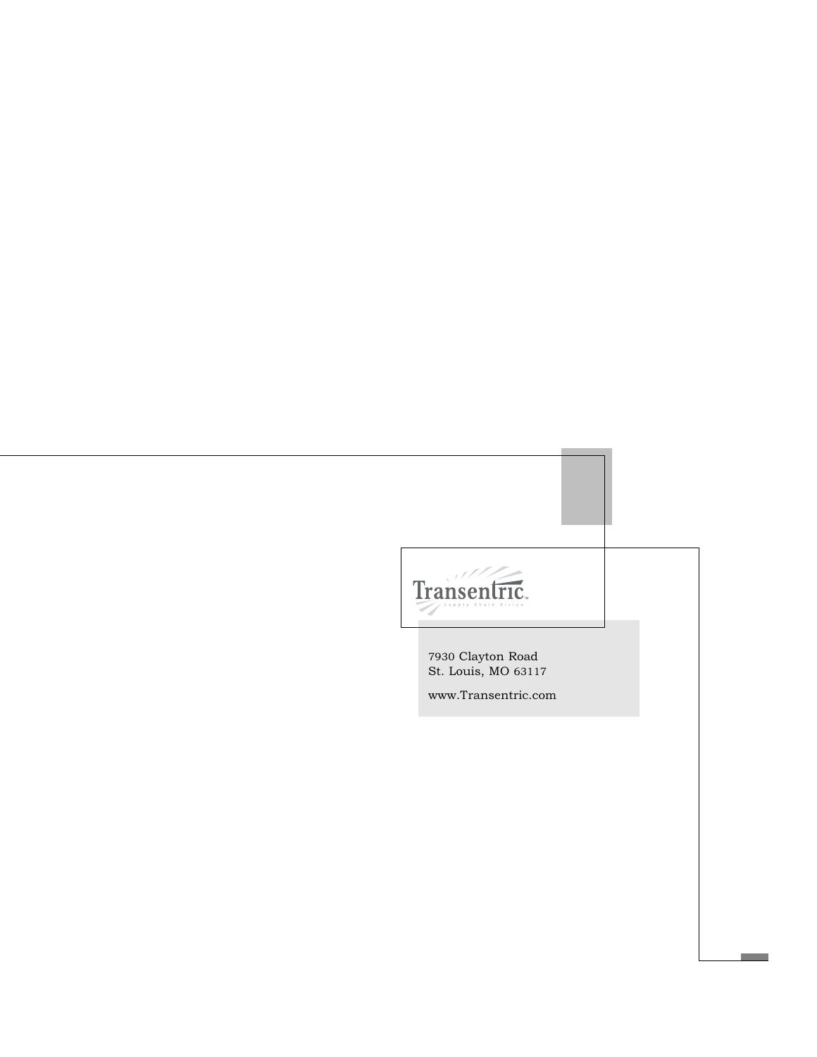Transentric
Supply Chain Vision

7930 Clayton Road
St. Louis, MO 63117

www.Transentric.com